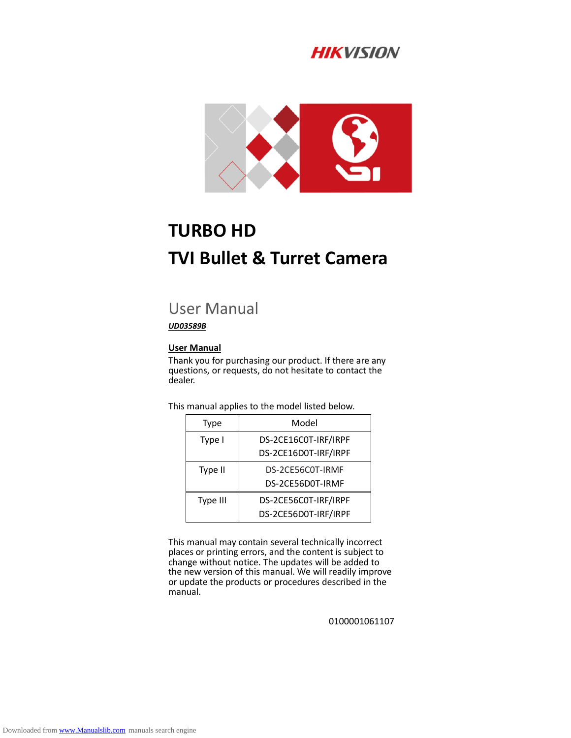HIKVISION

# TURBO HD
# TVI Bullet & Turret Camera

## User Manual

***UD03589B***

**User Manual**

Thank you for purchasing our product. If there are any questions, or requests, do not hesitate to contact the dealer.

This manual applies to the model listed below.

| Type | Model |
| --- | --- |
| Type I | DS-2CE16C0T-IRF/IRPF<br>DS-2CE16D0T-IRF/IRPF |
| Type II | DS-2CE56C0T-IRMF<br>DS-2CE56D0T-IRMF |
| Type III | DS-2CE56C0T-IRF/IRPF<br>DS-2CE56D0T-IRF/IRPF |

This manual may contain several technically incorrect places or printing errors, and the content is subject to change without notice. The updates will be added to the new version of this manual. We will readily improve or update the products or procedures described in the manual.

0100001061107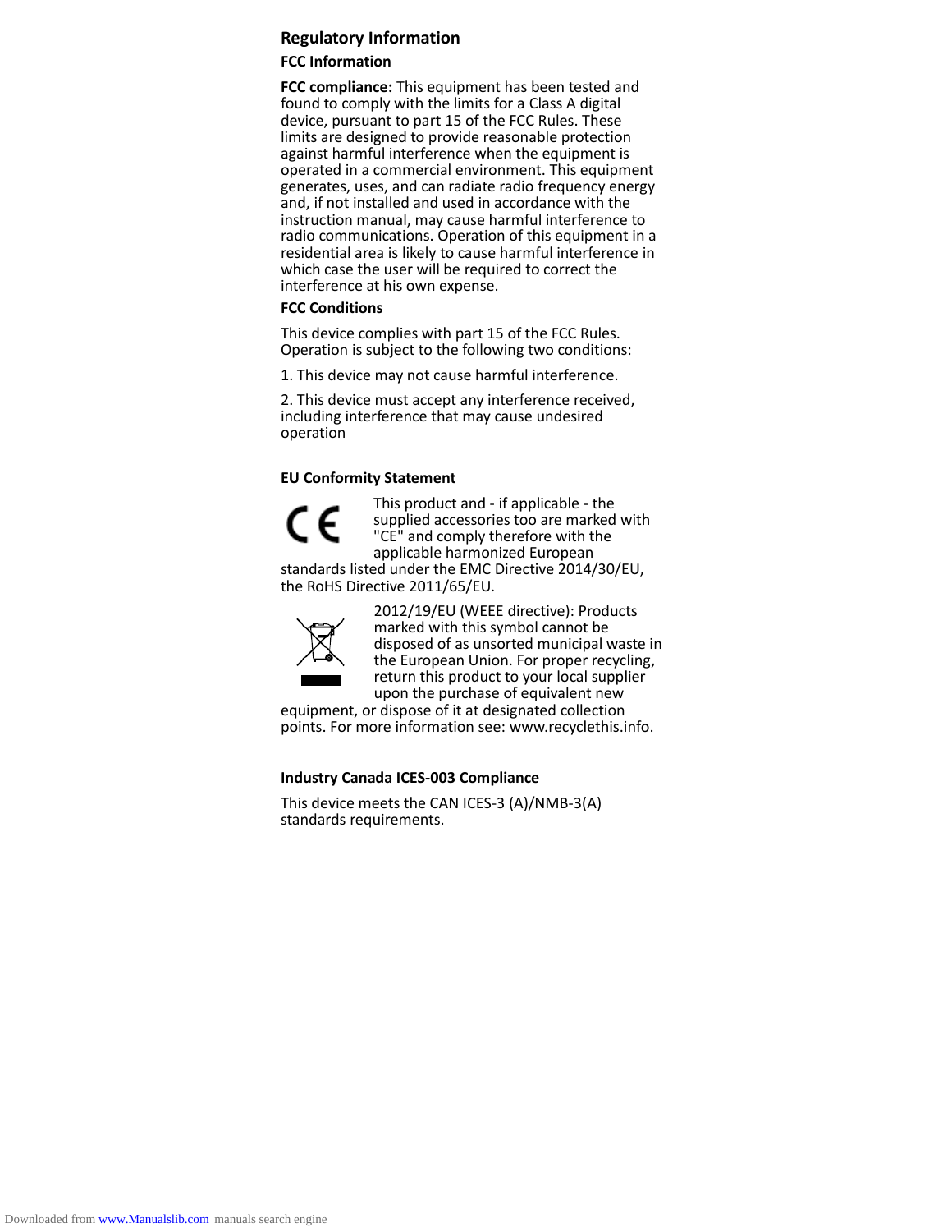# Regulatory Information

## FCC Information

**FCC compliance:** This equipment has been tested and found to comply with the limits for a Class A digital device, pursuant to part 15 of the FCC Rules. These limits are designed to provide reasonable protection against harmful interference when the equipment is operated in a commercial environment. This equipment generates, uses, and can radiate radio frequency energy and, if not installed and used in accordance with the instruction manual, may cause harmful interference to radio communications. Operation of this equipment in a residential area is likely to cause harmful interference in which case the user will be required to correct the interference at his own expense.

## FCC Conditions

This device complies with part 15 of the FCC Rules. Operation is subject to the following two conditions:

1. This device may not cause harmful interference.

2. This device must accept any interference received, including interference that may cause undesired operation

## EU Conformity Statement

This product and - if applicable - the supplied accessories too are marked with "CE" and comply therefore with the applicable harmonized European standards listed under the EMC Directive 2014/30/EU, the RoHS Directive 2011/65/EU.

2012/19/EU (WEEE directive): Products marked with this symbol cannot be disposed of as unsorted municipal waste in the European Union. For proper recycling, return this product to your local supplier upon the purchase of equivalent new equipment, or dispose of it at designated collection points. For more information see: www.recyclethis.info.

## Industry Canada ICES-003 Compliance

This device meets the CAN ICES-3 (A)/NMB-3(A) standards requirements.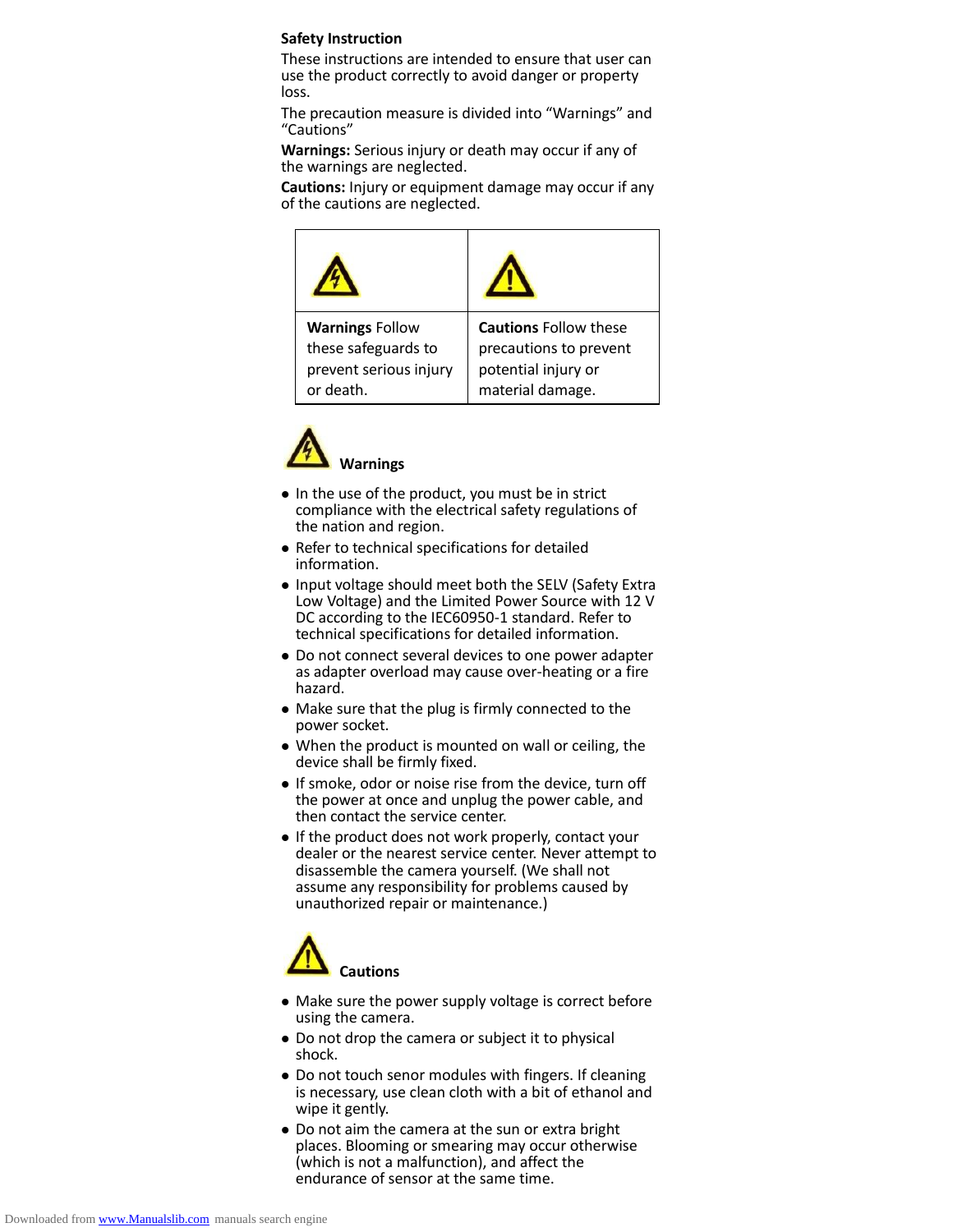## Safety Instruction

These instructions are intended to ensure that user can use the product correctly to avoid danger or property loss.

The precaution measure is divided into “Warnings” and “Cautions”

**Warnings:** Serious injury or death may occur if any of the warnings are neglected.

**Cautions:** Injury or equipment damage may occur if any of the cautions are neglected.

| | |
|---|---|
| **Warnings** Follow these safeguards to prevent serious injury or death. | **Cautions** Follow these precautions to prevent potential injury or material damage. |

### Warnings

- In the use of the product, you must be in strict compliance with the electrical safety regulations of the nation and region.
- Refer to technical specifications for detailed information.
- Input voltage should meet both the SELV (Safety Extra Low Voltage) and the Limited Power Source with 12 V DC according to the IEC60950-1 standard. Refer to technical specifications for detailed information.
- Do not connect several devices to one power adapter as adapter overload may cause over-heating or a fire hazard.
- Make sure that the plug is firmly connected to the power socket.
- When the product is mounted on wall or ceiling, the device shall be firmly fixed.
- If smoke, odor or noise rise from the device, turn off the power at once and unplug the power cable, and then contact the service center.
- If the product does not work properly, contact your dealer or the nearest service center. Never attempt to disassemble the camera yourself. (We shall not assume any responsibility for problems caused by unauthorized repair or maintenance.)

### Cautions

- Make sure the power supply voltage is correct before using the camera.
- Do not drop the camera or subject it to physical shock.
- Do not touch senor modules with fingers. If cleaning is necessary, use clean cloth with a bit of ethanol and wipe it gently.
- Do not aim the camera at the sun or extra bright places. Blooming or smearing may occur otherwise (which is not a malfunction), and affect the endurance of sensor at the same time.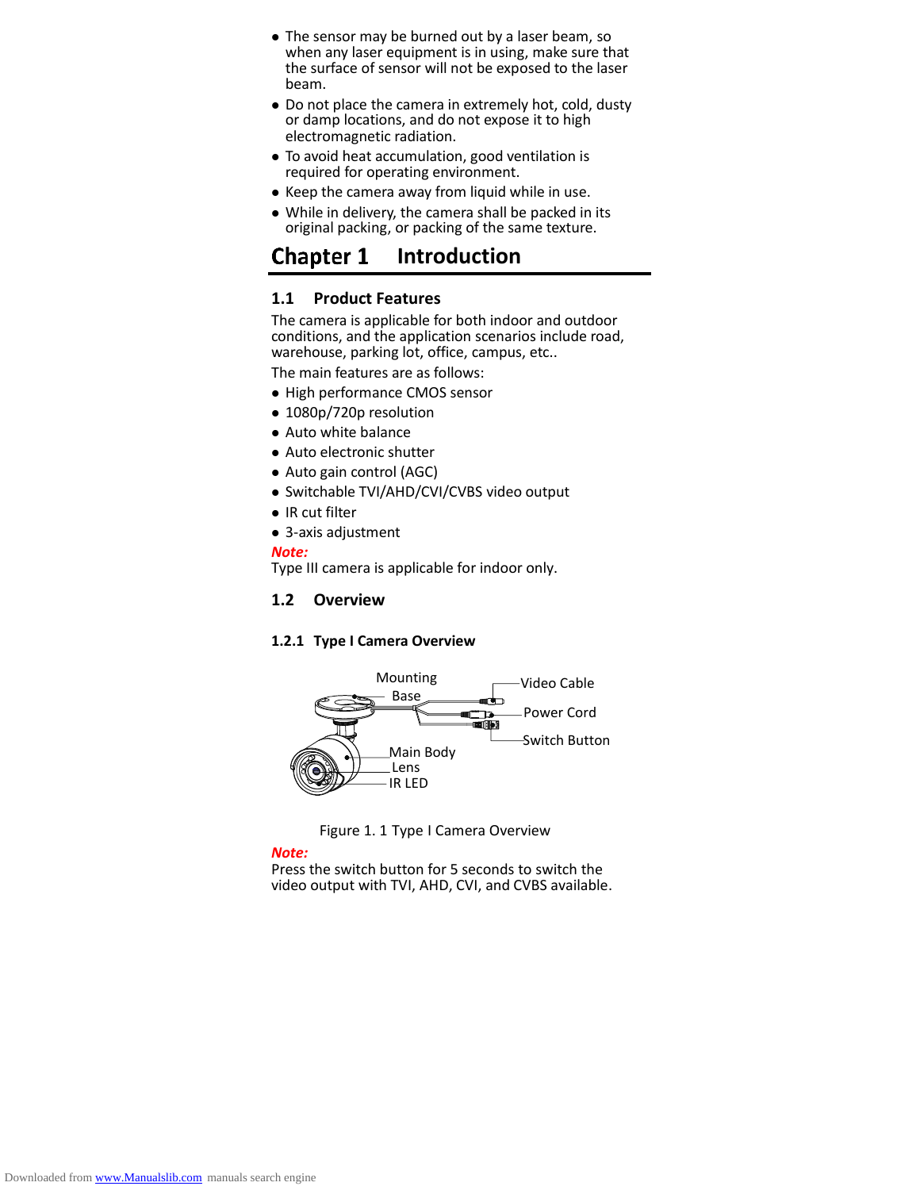- The sensor may be burned out by a laser beam, so when any laser equipment is in using, make sure that the surface of sensor will not be exposed to the laser beam.
- Do not place the camera in extremely hot, cold, dusty or damp locations, and do not expose it to high electromagnetic radiation.
- To avoid heat accumulation, good ventilation is required for operating environment.
- Keep the camera away from liquid while in use.
- While in delivery, the camera shall be packed in its original packing, or packing of the same texture.

# Chapter 1 Introduction

## 1.1 Product Features

The camera is applicable for both indoor and outdoor conditions, and the application scenarios include road, warehouse, parking lot, office, campus, etc..

The main features are as follows:

- High performance CMOS sensor
- 1080p/720p resolution
- Auto white balance
- Auto electronic shutter
- Auto gain control (AGC)
- Switchable TVI/AHD/CVI/CVBS video output
- IR cut filter
- 3-axis adjustment

***Note:***

Type III camera is applicable for indoor only.

## 1.2 Overview

### 1.2.1 Type I Camera Overview

Mounting Base, Video Cable, Power Cord, Switch Button, Main Body, Lens, IR LED

Figure 1. 1 Type I Camera Overview

***Note:***

Press the switch button for 5 seconds to switch the video output with TVI, AHD, CVI, and CVBS available.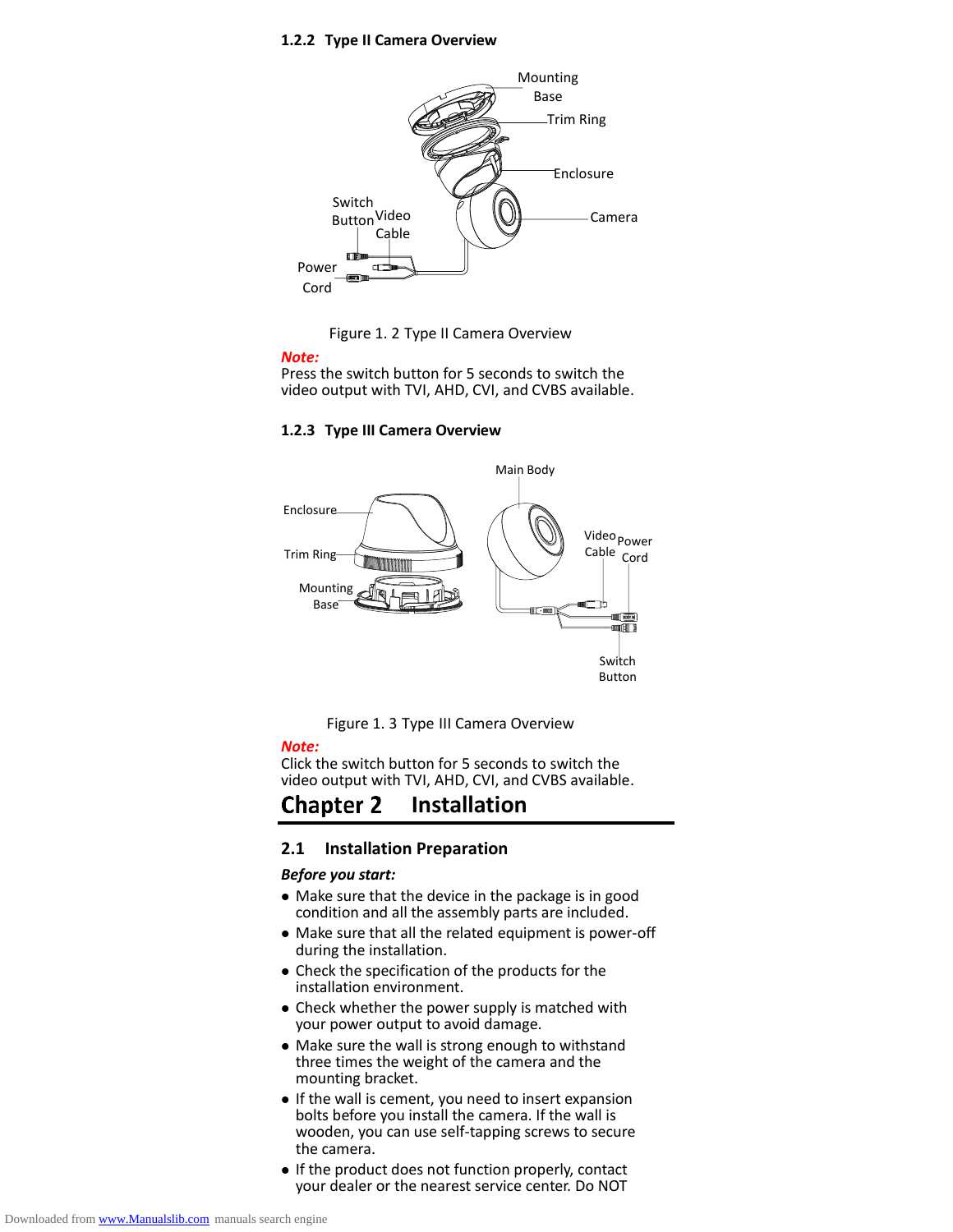### 1.2.2 Type II Camera Overview

Figure 1. 2 Type II Camera Overview

***Note:***

Press the switch button for 5 seconds to switch the video output with TVI, AHD, CVI, and CVBS available.

### 1.2.3 Type III Camera Overview

Figure 1. 3 Type III Camera Overview

***Note:***

Click the switch button for 5 seconds to switch the video output with TVI, AHD, CVI, and CVBS available.

# Chapter 2 Installation

## 2.1 Installation Preparation

***Before you start:***

- Make sure that the device in the package is in good condition and all the assembly parts are included.
- Make sure that all the related equipment is power-off during the installation.
- Check the specification of the products for the installation environment.
- Check whether the power supply is matched with your power output to avoid damage.
- Make sure the wall is strong enough to withstand three times the weight of the camera and the mounting bracket.
- If the wall is cement, you need to insert expansion bolts before you install the camera. If the wall is wooden, you can use self-tapping screws to secure the camera.
- If the product does not function properly, contact your dealer or the nearest service center. Do NOT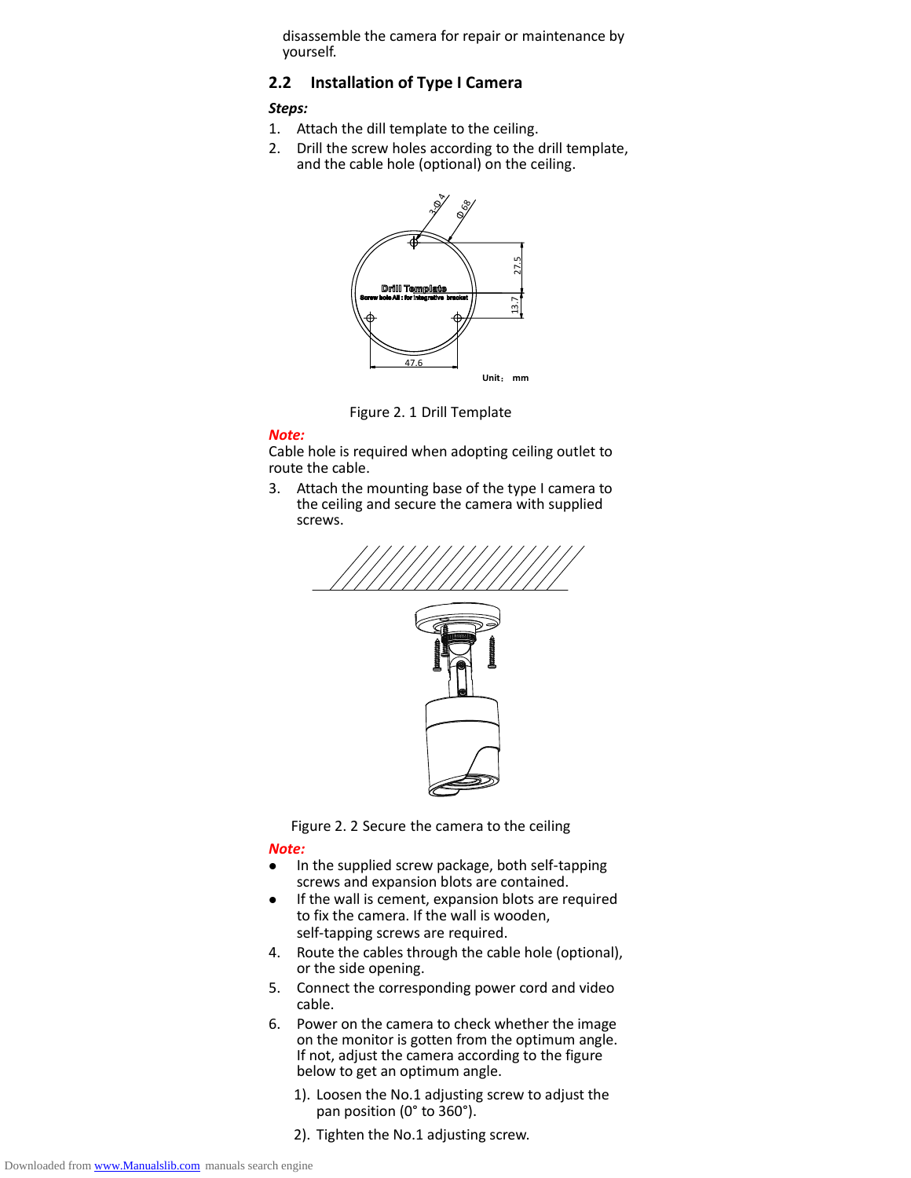disassemble the camera for repair or maintenance by yourself.

## 2.2 Installation of Type I Camera

***Steps:***

1. Attach the dill template to the ceiling.
2. Drill the screw holes according to the drill template, and the cable hole (optional) on the ceiling.

Figure 2. 1 Drill Template

***Note:***

Cable hole is required when adopting ceiling outlet to route the cable.

3. Attach the mounting base of the type I camera to the ceiling and secure the camera with supplied screws.

Figure 2. 2 Secure the camera to the ceiling

***Note:***

- In the supplied screw package, both self-tapping screws and expansion blots are contained.
- If the wall is cement, expansion blots are required to fix the camera. If the wall is wooden, self-tapping screws are required.

4. Route the cables through the cable hole (optional), or the side opening.
5. Connect the corresponding power cord and video cable.
6. Power on the camera to check whether the image on the monitor is gotten from the optimum angle. If not, adjust the camera according to the figure below to get an optimum angle.
   1). Loosen the No.1 adjusting screw to adjust the pan position (0° to 360°).
   2). Tighten the No.1 adjusting screw.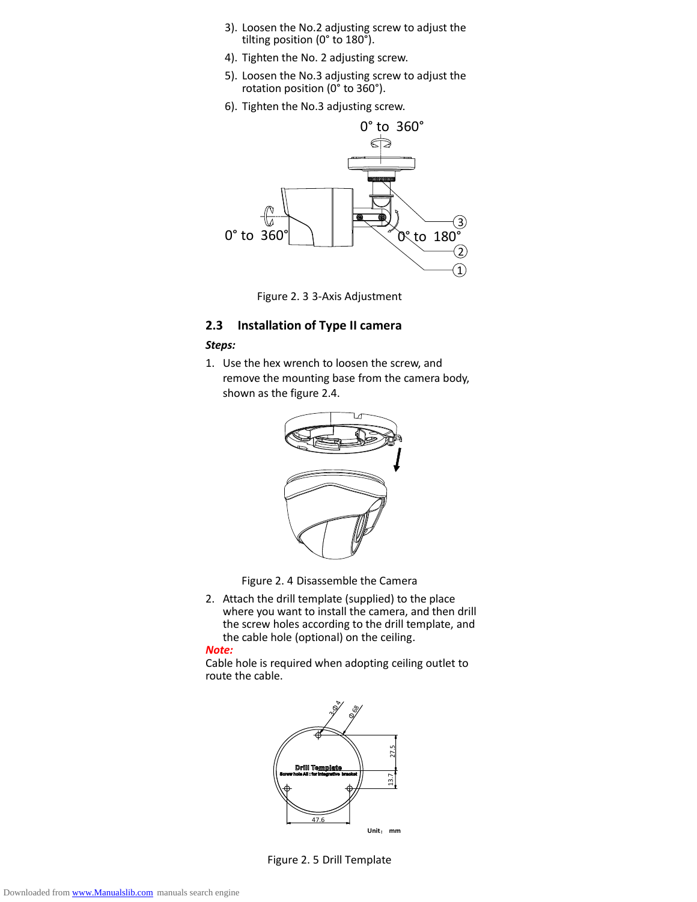3). Loosen the No.2 adjusting screw to adjust the tilting position (0° to 180°).

4). Tighten the No. 2 adjusting screw.

5). Loosen the No.3 adjusting screw to adjust the rotation position (0° to 360°).

6). Tighten the No.3 adjusting screw.

Figure 2. 3 3-Axis Adjustment

## 2.3 Installation of Type II camera

***Steps:***

1. Use the hex wrench to loosen the screw, and remove the mounting base from the camera body, shown as the figure 2.4.

Figure 2. 4 Disassemble the Camera

2. Attach the drill template (supplied) to the place where you want to install the camera, and then drill the screw holes according to the drill template, and the cable hole (optional) on the ceiling.

***Note:***

Cable hole is required when adopting ceiling outlet to route the cable.

Figure 2. 5 Drill Template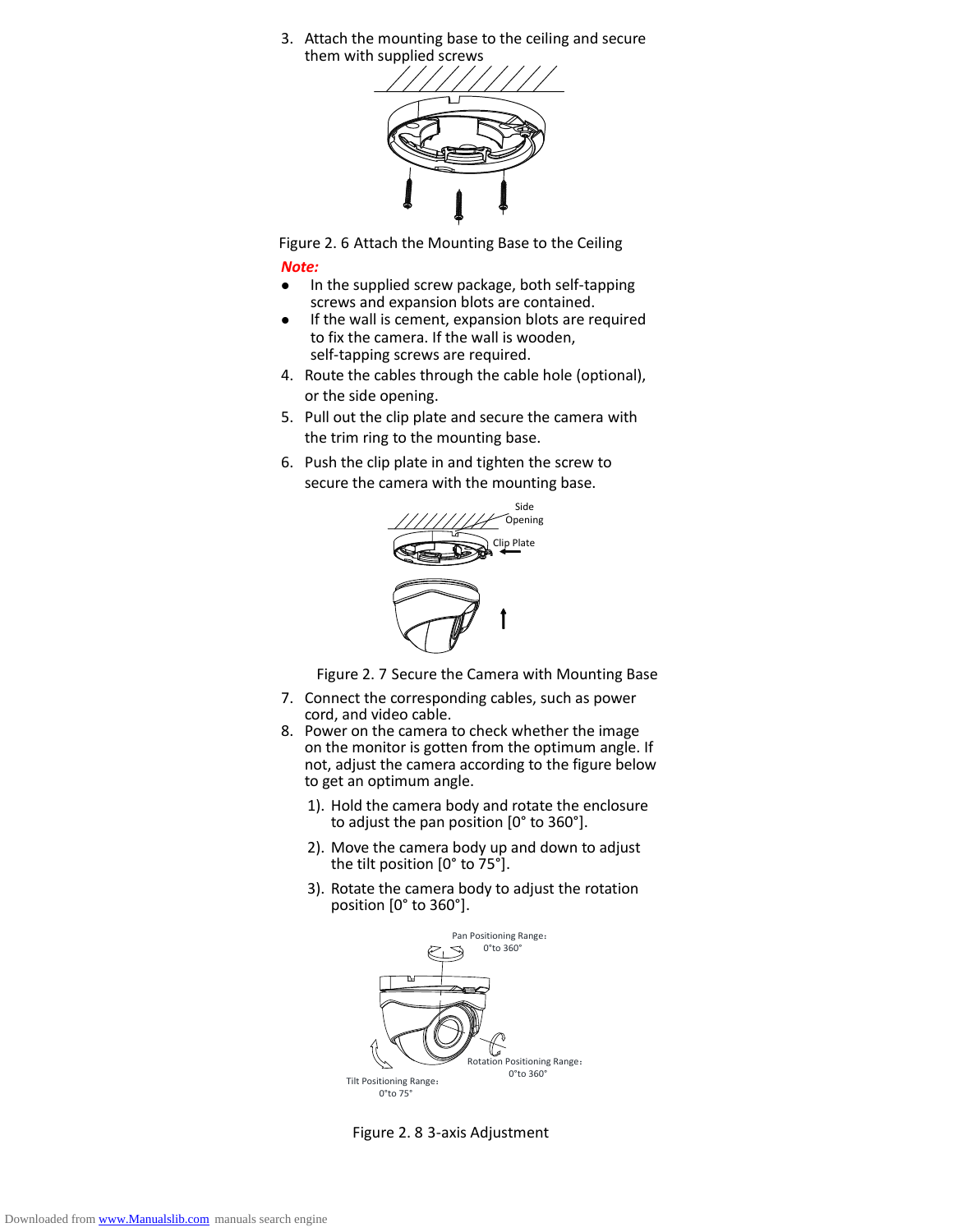3. Attach the mounting base to the ceiling and secure them with supplied screws

Figure 2. 6 Attach the Mounting Base to the Ceiling

***Note:***

- In the supplied screw package, both self-tapping screws and expansion blots are contained.
- If the wall is cement, expansion blots are required to fix the camera. If the wall is wooden, self-tapping screws are required.

4. Route the cables through the cable hole (optional), or the side opening.
5. Pull out the clip plate and secure the camera with the trim ring to the mounting base.
6. Push the clip plate in and tighten the screw to secure the camera with the mounting base.

Side Opening

Clip Plate

Figure 2. 7 Secure the Camera with Mounting Base

7. Connect the corresponding cables, such as power cord, and video cable.
8. Power on the camera to check whether the image on the monitor is gotten from the optimum angle. If not, adjust the camera according to the figure below to get an optimum angle.

   1). Hold the camera body and rotate the enclosure to adjust the pan position [0° to 360°].

   2). Move the camera body up and down to adjust the tilt position [0° to 75°].

   3). Rotate the camera body to adjust the rotation position [0° to 360°].

Pan Positioning Range: 0°to 360°

Rotation Positioning Range: 0°to 360°

Tilt Positioning Range: 0°to 75°

Figure 2. 8 3-axis Adjustment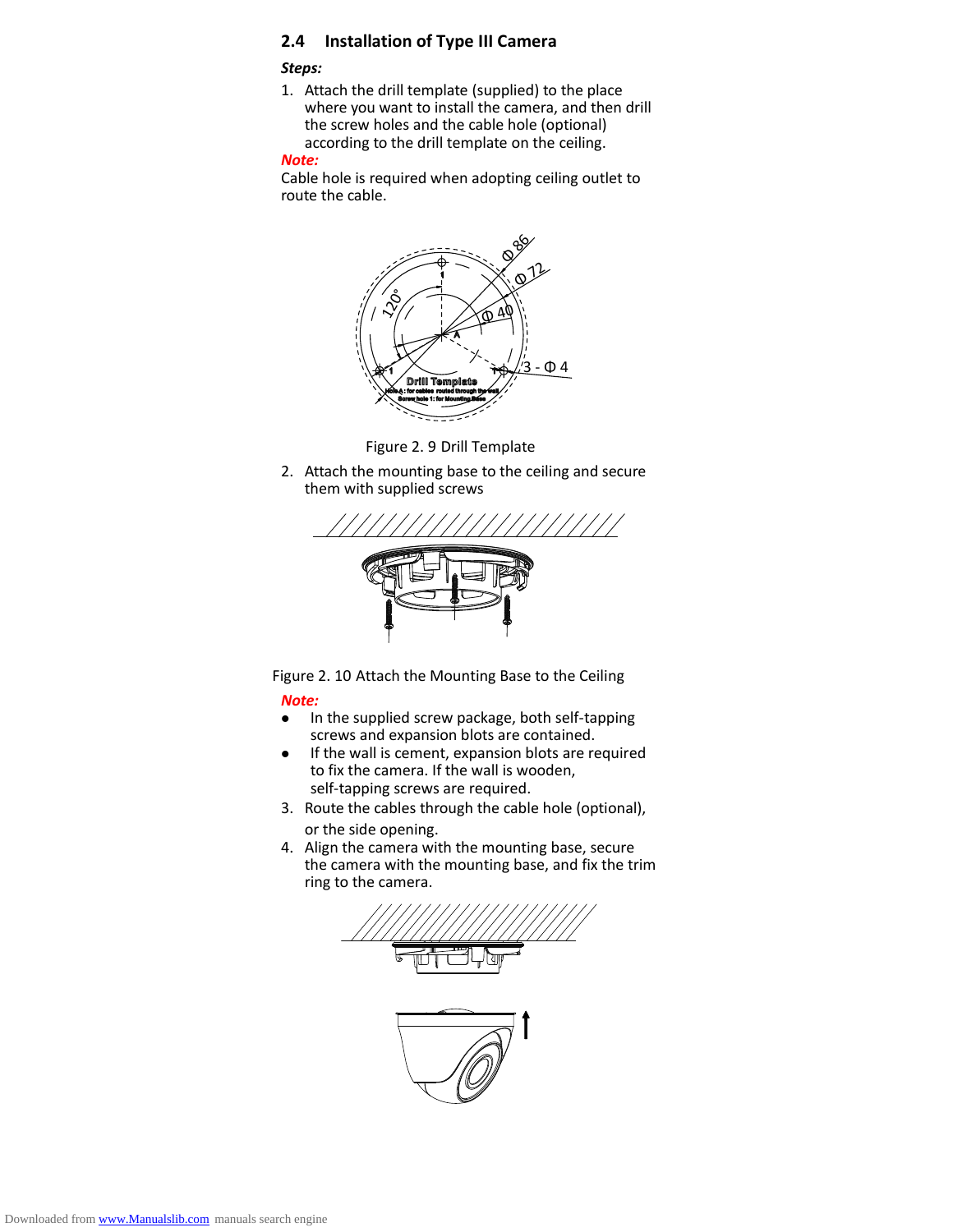## 2.4 Installation of Type III Camera

***Steps:***

1. Attach the drill template (supplied) to the place where you want to install the camera, and then drill the screw holes and the cable hole (optional) according to the drill template on the ceiling.

***Note:***

Cable hole is required when adopting ceiling outlet to route the cable.

Figure 2. 9 Drill Template

2. Attach the mounting base to the ceiling and secure them with supplied screws

Figure 2. 10 Attach the Mounting Base to the Ceiling

***Note:***

- In the supplied screw package, both self-tapping screws and expansion blots are contained.
- If the wall is cement, expansion blots are required to fix the camera. If the wall is wooden, self-tapping screws are required.

3. Route the cables through the cable hole (optional), or the side opening.
4. Align the camera with the mounting base, secure the camera with the mounting base, and fix the trim ring to the camera.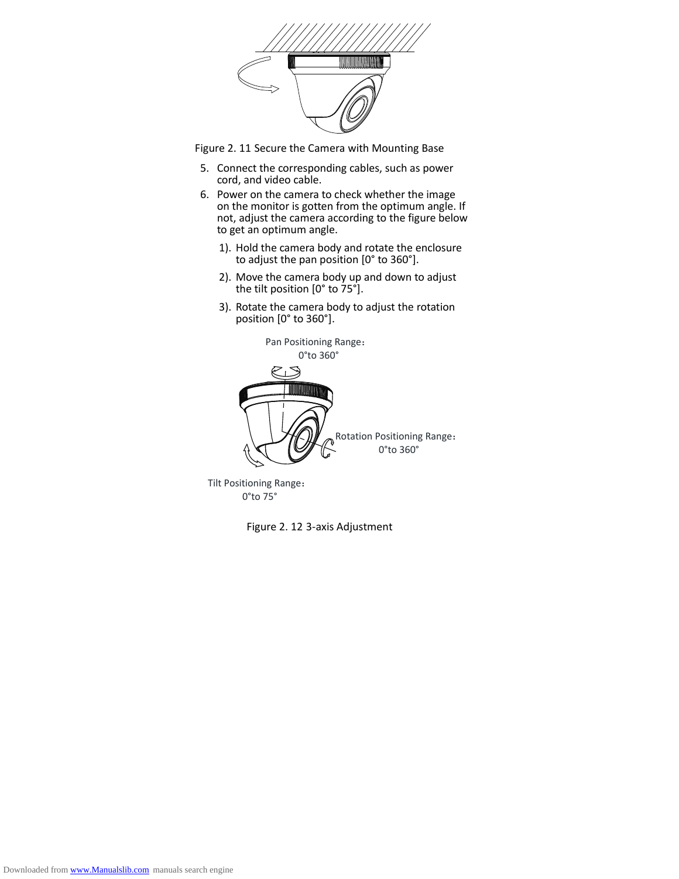Figure 2. 11 Secure the Camera with Mounting Base

5. Connect the corresponding cables, such as power cord, and video cable.
6. Power on the camera to check whether the image on the monitor is gotten from the optimum angle. If not, adjust the camera according to the figure below to get an optimum angle.

   1). Hold the camera body and rotate the enclosure to adjust the pan position [0° to 360°].

   2). Move the camera body up and down to adjust the tilt position [0° to 75°].

   3). Rotate the camera body to adjust the rotation position [0° to 360°].

Pan Positioning Range：
0°to 360°

Rotation Positioning Range：
0°to 360°

Tilt Positioning Range：
0°to 75°

Figure 2. 12 3-axis Adjustment